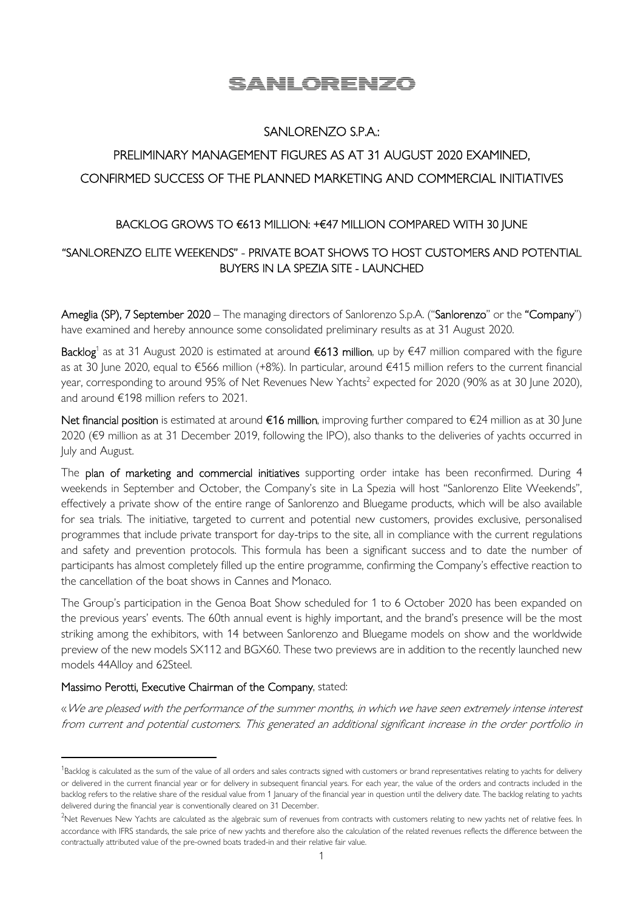# SANLORENZO

## SANLORENZO S.P.A.:

## PRELIMINARY MANAGEMENT FIGURES AS AT 31 AUGUST 2020 EXAMINED, CONFIRMED SUCCESS OF THE PLANNED MARKETING AND COMMERCIAL INITIATIVES

### BACKLOG GROWS TO €613 MILLION: +€47 MILLION COMPARED WITH 30 JUNE

### "SANLORENZO ELITE WEEKENDS" - PRIVATE BOAT SHOWS TO HOST CUSTOMERS AND POTENTIAL BUYERS IN LA SPEZIA SITE - LAUNCHED

**Ameglia (SP), 7 September 2020** – The managing directors of Sanlorenzo S.p.A. ("**Sanlorenzo**" or the "**Company**") have examined and hereby announce some consolidated preliminary results as at 31 August 2020.

**Backlog**[1] as at 31 August 2020 is estimated at around **€613 million**, up by €47 million compared with the figure as at 30 June 2020, equal to €566 million (+8%). In particular, around €415 million refers to the current financial year, corresponding to around 95% of Net Revenues New Yachts[2] expected for 2020 (90% as at 30 June 2020), and around €198 million refers to 2021.

**Net financial position** is estimated at around **€16 million**, improving further compared to €24 million as at 30 June 2020 (€9 million as at 31 December 2019, following the IPO), also thanks to the deliveries of yachts occurred in July and August.

The **plan of marketing and commercial initiatives** supporting order intake has been reconfirmed. During 4 weekends in September and October, the Company's site in La Spezia will host "Sanlorenzo Elite Weekends", effectively a private show of the entire range of Sanlorenzo and Bluegame products, which will be also available for sea trials. The initiative, targeted to current and potential new customers, provides exclusive, personalised programmes that include private transport for day-trips to the site, all in compliance with the current regulations and safety and prevention protocols. This formula has been a significant success and to date the number of participants has almost completely filled up the entire programme, confirming the Company's effective reaction to the cancellation of the boat shows in Cannes and Monaco.

The Group's participation in the Genoa Boat Show scheduled for 1 to 6 October 2020 has been expanded on the previous years' events. The 60th annual event is highly important, and the brand's presence will be the most striking among the exhibitors, with 14 between Sanlorenzo and Bluegame models on show and the worldwide preview of the new models SX112 and BGX60. These two previews are in addition to the recently launched new models 44Alloy and 62Steel.

**Massimo Perotti, Executive Chairman of the Company**, stated:

«*We are pleased with the performance of the summer months, in which we have seen extremely intense interest from current and potential customers. This generated an additional significant increase in the order portfolio in*

---

[1] Backlog is calculated as the sum of the value of all orders and sales contracts signed with customers or brand representatives relating to yachts for delivery or delivered in the current financial year or for delivery in subsequent financial years. For each year, the value of the orders and contracts included in the backlog refers to the relative share of the residual value from 1 January of the financial year in question until the delivery date. The backlog relating to yachts delivered during the financial year is conventionally cleared on 31 December.

[2] Net Revenues New Yachts are calculated as the algebraic sum of revenues from contracts with customers relating to new yachts net of relative fees. In accordance with IFRS standards, the sale price of new yachts and therefore also the calculation of the related revenues reflects the difference between the contractually attributed value of the pre-owned boats traded-in and their relative fair value.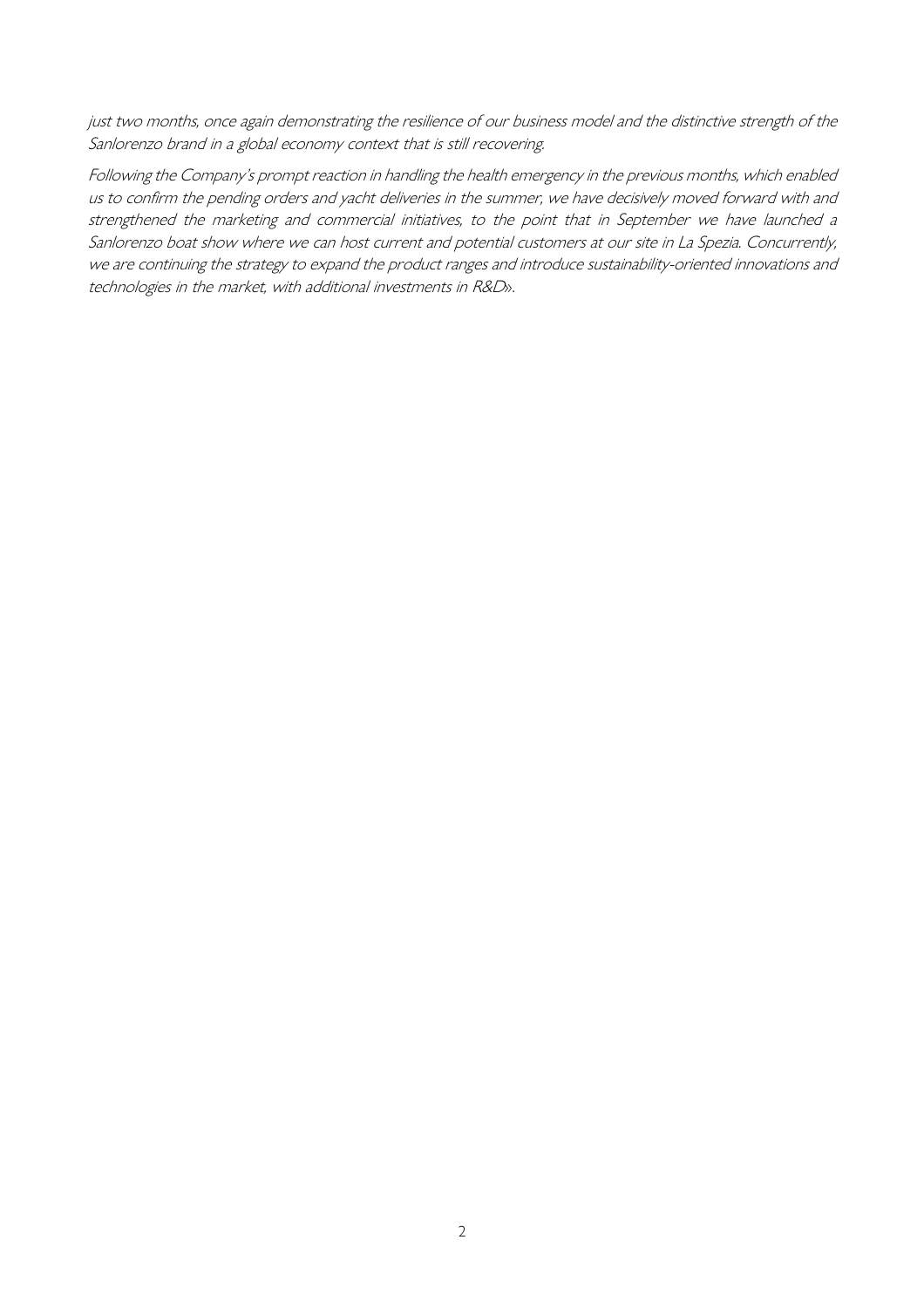*just two months, once again demonstrating the resilience of our business model and the distinctive strength of the Sanlorenzo brand in a global economy context that is still recovering.*

*Following the Company's prompt reaction in handling the health emergency in the previous months, which enabled us to confirm the pending orders and yacht deliveries in the summer, we have decisively moved forward with and strengthened the marketing and commercial initiatives, to the point that in September we have launched a Sanlorenzo boat show where we can host current and potential customers at our site in La Spezia. Concurrently, we are continuing the strategy to expand the product ranges and introduce sustainability-oriented innovations and technologies in the market, with additional investments in R&D».*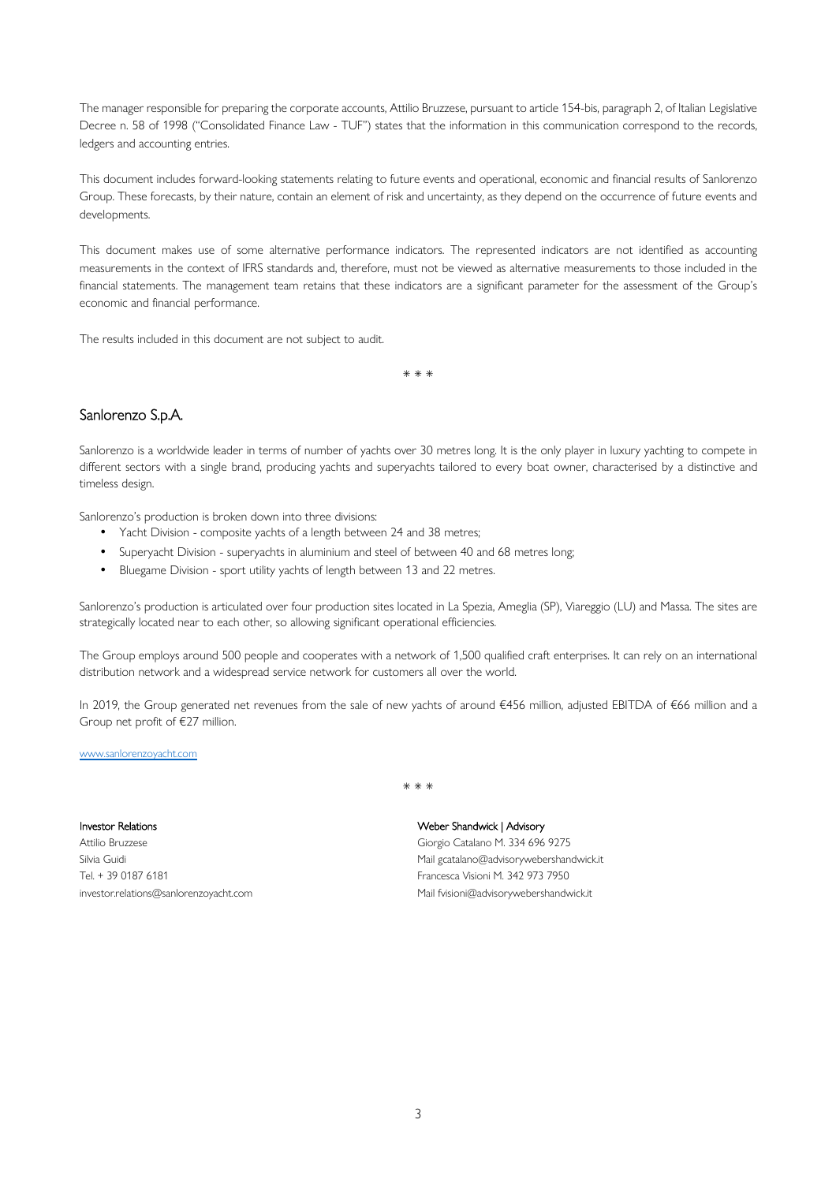The manager responsible for preparing the corporate accounts, Attilio Bruzzese, pursuant to article 154-bis, paragraph 2, of Italian Legislative Decree n. 58 of 1998 ("Consolidated Finance Law - TUF") states that the information in this communication correspond to the records, ledgers and accounting entries.

This document includes forward-looking statements relating to future events and operational, economic and financial results of Sanlorenzo Group. These forecasts, by their nature, contain an element of risk and uncertainty, as they depend on the occurrence of future events and developments.

This document makes use of some alternative performance indicators. The represented indicators are not identified as accounting measurements in the context of IFRS standards and, therefore, must not be viewed as alternative measurements to those included in the financial statements. The management team retains that these indicators are a significant parameter for the assessment of the Group's economic and financial performance.

The results included in this document are not subject to audit.

\* \* \*

## Sanlorenzo S.p.A.

Sanlorenzo is a worldwide leader in terms of number of yachts over 30 metres long. It is the only player in luxury yachting to compete in different sectors with a single brand, producing yachts and superyachts tailored to every boat owner, characterised by a distinctive and timeless design.

Sanlorenzo's production is broken down into three divisions:

- Yacht Division - composite yachts of a length between 24 and 38 metres;
- Superyacht Division - superyachts in aluminium and steel of between 40 and 68 metres long;
- Bluegame Division - sport utility yachts of length between 13 and 22 metres.

Sanlorenzo's production is articulated over four production sites located in La Spezia, Ameglia (SP), Viareggio (LU) and Massa. The sites are strategically located near to each other, so allowing significant operational efficiencies.

The Group employs around 500 people and cooperates with a network of 1,500 qualified craft enterprises. It can rely on an international distribution network and a widespread service network for customers all over the world.

In 2019, the Group generated net revenues from the sale of new yachts of around €456 million, adjusted EBITDA of €66 million and a Group net profit of €27 million.

www.sanlorenzoyacht.com

\* \* \*

**Investor Relations**
Attilio Bruzzese
Silvia Guidi
Tel. + 39 0187 6181
investor.relations@sanlorenzoyacht.com

**Weber Shandwick | Advisory**
Giorgio Catalano M. 334 696 9275
Mail gcatalano@advisorywebershandwick.it
Francesca Visioni M. 342 973 7950
Mail fvisioni@advisorywebershandwick.it